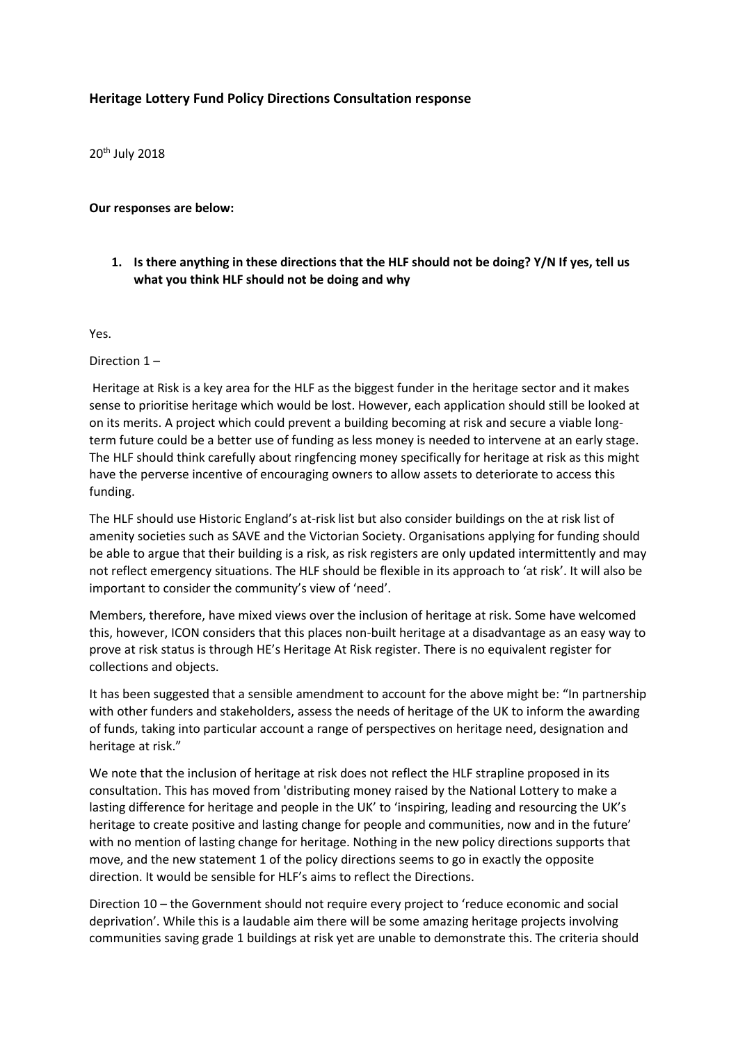**Heritage Lottery Fund Policy Directions Consultation response**

20th July 2018

**Our responses are below:**

1. **Is there anything in these directions that the HLF should not be doing? Y/N If yes, tell us what you think HLF should not be doing and why**

Yes.

Direction 1 –

Heritage at Risk is a key area for the HLF as the biggest funder in the heritage sector and it makes sense to prioritise heritage which would be lost. However, each application should still be looked at on its merits. A project which could prevent a building becoming at risk and secure a viable long-term future could be a better use of funding as less money is needed to intervene at an early stage. The HLF should think carefully about ringfencing money specifically for heritage at risk as this might have the perverse incentive of encouraging owners to allow assets to deteriorate to access this funding.

The HLF should use Historic England's at-risk list but also consider buildings on the at risk list of amenity societies such as SAVE and the Victorian Society. Organisations applying for funding should be able to argue that their building is a risk, as risk registers are only updated intermittently and may not reflect emergency situations. The HLF should be flexible in its approach to 'at risk'. It will also be important to consider the community's view of 'need'.

Members, therefore, have mixed views over the inclusion of heritage at risk. Some have welcomed this, however, ICON considers that this places non-built heritage at a disadvantage as an easy way to prove at risk status is through HE's Heritage At Risk register. There is no equivalent register for collections and objects.

It has been suggested that a sensible amendment to account for the above might be: "In partnership with other funders and stakeholders, assess the needs of heritage of the UK to inform the awarding of funds, taking into particular account a range of perspectives on heritage need, designation and heritage at risk."

We note that the inclusion of heritage at risk does not reflect the HLF strapline proposed in its consultation. This has moved from 'distributing money raised by the National Lottery to make a lasting difference for heritage and people in the UK' to 'inspiring, leading and resourcing the UK's heritage to create positive and lasting change for people and communities, now and in the future' with no mention of lasting change for heritage. Nothing in the new policy directions supports that move, and the new statement 1 of the policy directions seems to go in exactly the opposite direction. It would be sensible for HLF's aims to reflect the Directions.

Direction 10 – the Government should not require every project to 'reduce economic and social deprivation'. While this is a laudable aim there will be some amazing heritage projects involving communities saving grade 1 buildings at risk yet are unable to demonstrate this. The criteria should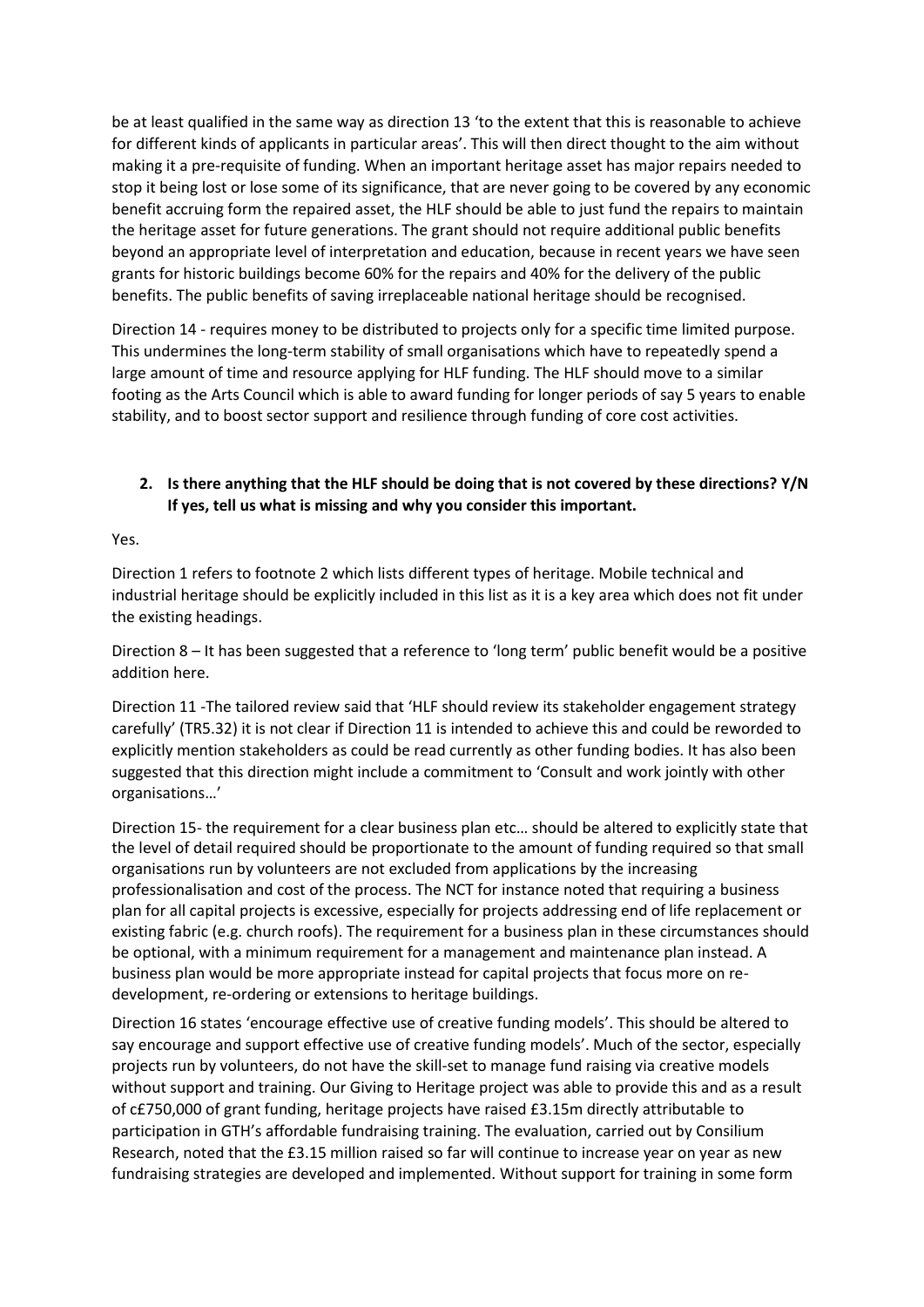be at least qualified in the same way as direction 13 'to the extent that this is reasonable to achieve for different kinds of applicants in particular areas'. This will then direct thought to the aim without making it a pre-requisite of funding. When an important heritage asset has major repairs needed to stop it being lost or lose some of its significance, that are never going to be covered by any economic benefit accruing form the repaired asset, the HLF should be able to just fund the repairs to maintain the heritage asset for future generations. The grant should not require additional public benefits beyond an appropriate level of interpretation and education, because in recent years we have seen grants for historic buildings become 60% for the repairs and 40% for the delivery of the public benefits. The public benefits of saving irreplaceable national heritage should be recognised.

Direction 14 - requires money to be distributed to projects only for a specific time limited purpose. This undermines the long-term stability of small organisations which have to repeatedly spend a large amount of time and resource applying for HLF funding. The HLF should move to a similar footing as the Arts Council which is able to award funding for longer periods of say 5 years to enable stability, and to boost sector support and resilience through funding of core cost activities.

2. **Is there anything that the HLF should be doing that is not covered by these directions? Y/N If yes, tell us what is missing and why you consider this important.**

Yes.

Direction 1 refers to footnote 2 which lists different types of heritage. Mobile technical and industrial heritage should be explicitly included in this list as it is a key area which does not fit under the existing headings.

Direction 8 – It has been suggested that a reference to 'long term' public benefit would be a positive addition here.

Direction 11 -The tailored review said that 'HLF should review its stakeholder engagement strategy carefully' (TR5.32) it is not clear if Direction 11 is intended to achieve this and could be reworded to explicitly mention stakeholders as could be read currently as other funding bodies. It has also been suggested that this direction might include a commitment to 'Consult and work jointly with other organisations…'

Direction 15- the requirement for a clear business plan etc… should be altered to explicitly state that the level of detail required should be proportionate to the amount of funding required so that small organisations run by volunteers are not excluded from applications by the increasing professionalisation and cost of the process. The NCT for instance noted that requiring a business plan for all capital projects is excessive, especially for projects addressing end of life replacement or existing fabric (e.g. church roofs). The requirement for a business plan in these circumstances should be optional, with a minimum requirement for a management and maintenance plan instead. A business plan would be more appropriate instead for capital projects that focus more on re-development, re-ordering or extensions to heritage buildings.

Direction 16 states 'encourage effective use of creative funding models'. This should be altered to say encourage and support effective use of creative funding models'. Much of the sector, especially projects run by volunteers, do not have the skill-set to manage fund raising via creative models without support and training. Our Giving to Heritage project was able to provide this and as a result of c£750,000 of grant funding, heritage projects have raised £3.15m directly attributable to participation in GTH's affordable fundraising training. The evaluation, carried out by Consilium Research, noted that the £3.15 million raised so far will continue to increase year on year as new fundraising strategies are developed and implemented. Without support for training in some form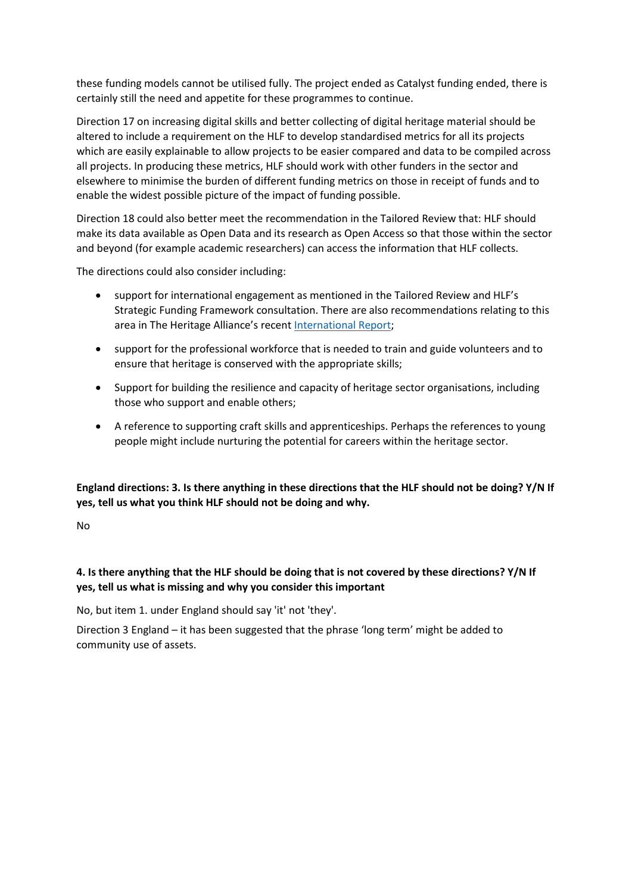these funding models cannot be utilised fully. The project ended as Catalyst funding ended, there is certainly still the need and appetite for these programmes to continue.

Direction 17 on increasing digital skills and better collecting of digital heritage material should be altered to include a requirement on the HLF to develop standardised metrics for all its projects which are easily explainable to allow projects to be easier compared and data to be compiled across all projects. In producing these metrics, HLF should work with other funders in the sector and elsewhere to minimise the burden of different funding metrics on those in receipt of funds and to enable the widest possible picture of the impact of funding possible.

Direction 18 could also better meet the recommendation in the Tailored Review that: HLF should make its data available as Open Data and its research as Open Access so that those within the sector and beyond (for example academic researchers) can access the information that HLF collects.

The directions could also consider including:

- support for international engagement as mentioned in the Tailored Review and HLF's Strategic Funding Framework consultation. There are also recommendations relating to this area in The Heritage Alliance's recent International Report;
- support for the professional workforce that is needed to train and guide volunteers and to ensure that heritage is conserved with the appropriate skills;
- Support for building the resilience and capacity of heritage sector organisations, including those who support and enable others;
- A reference to supporting craft skills and apprenticeships. Perhaps the references to young people might include nurturing the potential for careers within the heritage sector.

**England directions: 3. Is there anything in these directions that the HLF should not be doing? Y/N If yes, tell us what you think HLF should not be doing and why.**

No

**4. Is there anything that the HLF should be doing that is not covered by these directions? Y/N If yes, tell us what is missing and why you consider this important**

No, but item 1. under England should say 'it' not 'they'.

Direction 3 England – it has been suggested that the phrase 'long term' might be added to community use of assets.